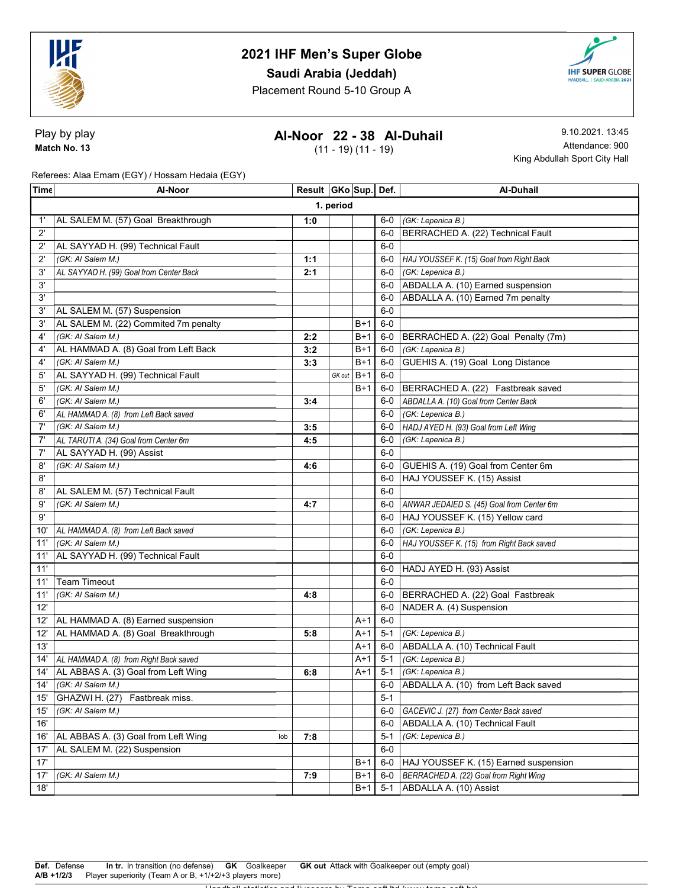# 2021 IHF Men's Super Globe

## Saudi Arabia (Jeddah)

Placement Round 5-10 Group A

**Play by play**

**Match No. 13**

## Al-Noor 22 - 38 Al-Duhail

(11 - 19) (11 - 19)

9.10.2021. 13:45

Attendance: 900

King Abdullah Sport City Hall

Referees: Alaa Emam (EGY) / Hossam Hedaia (EGY)

| Time | Al-Noor | Result | GKo | Sup. | Def. | Al-Duhail |
|---|---|---|---|---|---|---|
| | **1. period** | | | | | |
| 1' | AL SALEM M. (57) Goal Breakthrough | 1:0 | | | 6-0 | *(GK: Lepenica B.)* |
| 2' | | | | | 6-0 | BERRACHED A. (22) Technical Fault |
| 2' | AL SAYYAD H. (99) Technical Fault | | | | 6-0 | |
| 2' | *(GK: Al Salem M.)* | 1:1 | | | 6-0 | *HAJ YOUSSEF K. (15) Goal from Right Back* |
| 3' | *AL SAYYAD H. (99) Goal from Center Back* | 2:1 | | | 6-0 | *(GK: Lepenica B.)* |
| 3' | | | | | 6-0 | ABDALLA A. (10) Earned suspension |
| 3' | | | | | 6-0 | ABDALLA A. (10) Earned 7m penalty |
| 3' | AL SALEM M. (57) Suspension | | | | 6-0 | |
| 3' | AL SALEM M. (22) Commited 7m penalty | | | B+1 | 6-0 | |
| 4' | *(GK: Al Salem M.)* | 2:2 | | B+1 | 6-0 | BERRACHED A. (22) Goal Penalty (7m) |
| 4' | AL HAMMAD A. (8) Goal from Left Back | 3:2 | | B+1 | 6-0 | *(GK: Lepenica B.)* |
| 4' | *(GK: Al Salem M.)* | 3:3 | | B+1 | 6-0 | GUEHIS A. (19) Goal Long Distance |
| 5' | AL SAYYAD H. (99) Technical Fault | | GK out | B+1 | 6-0 | |
| 5' | *(GK: Al Salem M.)* | | | B+1 | 6-0 | BERRACHED A. (22) Fastbreak saved |
| 6' | *(GK: Al Salem M.)* | 3:4 | | | 6-0 | *ABDALLA A. (10) Goal from Center Back* |
| 6' | *AL HAMMAD A. (8) from Left Back saved* | | | | 6-0 | *(GK: Lepenica B.)* |
| 7' | *(GK: Al Salem M.)* | 3:5 | | | 6-0 | *HADJ AYED H. (93) Goal from Left Wing* |
| 7' | *AL TARUTI A. (34) Goal from Center 6m* | 4:5 | | | 6-0 | *(GK: Lepenica B.)* |
| 7' | AL SAYYAD H. (99) Assist | | | | 6-0 | |
| 8' | *(GK: Al Salem M.)* | 4:6 | | | 6-0 | GUEHIS A. (19) Goal from Center 6m |
| 8' | | | | | 6-0 | HAJ YOUSSEF K. (15) Assist |
| 8' | AL SALEM M. (57) Technical Fault | | | | 6-0 | |
| 9' | *(GK: Al Salem M.)* | 4:7 | | | 6-0 | *ANWAR JEDAIED S. (45) Goal from Center 6m* |
| 9' | | | | | 6-0 | HAJ YOUSSEF K. (15) Yellow card |
| 10' | *AL HAMMAD A. (8) from Left Back saved* | | | | 6-0 | *(GK: Lepenica B.)* |
| 11' | *(GK: Al Salem M.)* | | | | 6-0 | *HAJ YOUSSEF K. (15) from Right Back saved* |
| 11' | AL SAYYAD H. (99) Technical Fault | | | | 6-0 | |
| 11' | | | | | 6-0 | HADJ AYED H. (93) Assist |
| 11' | Team Timeout | | | | 6-0 | |
| 11' | *(GK: Al Salem M.)* | 4:8 | | | 6-0 | BERRACHED A. (22) Goal Fastbreak |
| 12' | | | | | 6-0 | NADER A. (4) Suspension |
| 12' | AL HAMMAD A. (8) Earned suspension | | | A+1 | 6-0 | |
| 12' | AL HAMMAD A. (8) Goal Breakthrough | 5:8 | | A+1 | 5-1 | *(GK: Lepenica B.)* |
| 13' | | | | A+1 | 6-0 | ABDALLA A. (10) Technical Fault |
| 14' | *AL HAMMAD A. (8) from Right Back saved* | | | A+1 | 5-1 | *(GK: Lepenica B.)* |
| 14' | AL ABBAS A. (3) Goal from Left Wing | 6:8 | | A+1 | 5-1 | *(GK: Lepenica B.)* |
| 14' | *(GK: Al Salem M.)* | | | | 6-0 | ABDALLA A. (10) from Left Back saved |
| 15' | GHAZWI H. (27) Fastbreak miss. | | | | 5-1 | |
| 15' | *(GK: Al Salem M.)* | | | | 6-0 | *GACEVIC J. (27) from Center Back saved* |
| 16' | | | | | 6-0 | ABDALLA A. (10) Technical Fault |
| 16' | AL ABBAS A. (3) Goal from Left Wing lob | 7:8 | | | 5-1 | *(GK: Lepenica B.)* |
| 17' | AL SALEM M. (22) Suspension | | | | 6-0 | |
| 17' | | | | B+1 | 6-0 | HAJ YOUSSEF K. (15) Earned suspension |
| 17' | *(GK: Al Salem M.)* | 7:9 | | B+1 | 6-0 | *BERRACHED A. (22) Goal from Right Wing* |
| 18' | | | | B+1 | 5-1 | ABDALLA A. (10) Assist |

**Def.** Defense **In tr.** In transition (no defense) **GK** Goalkeeper **GK out** Attack with Goalkeeper out (empty goal)
**A/B +1/2/3** Player superiority (Team A or B, +1/+2/+3 players more)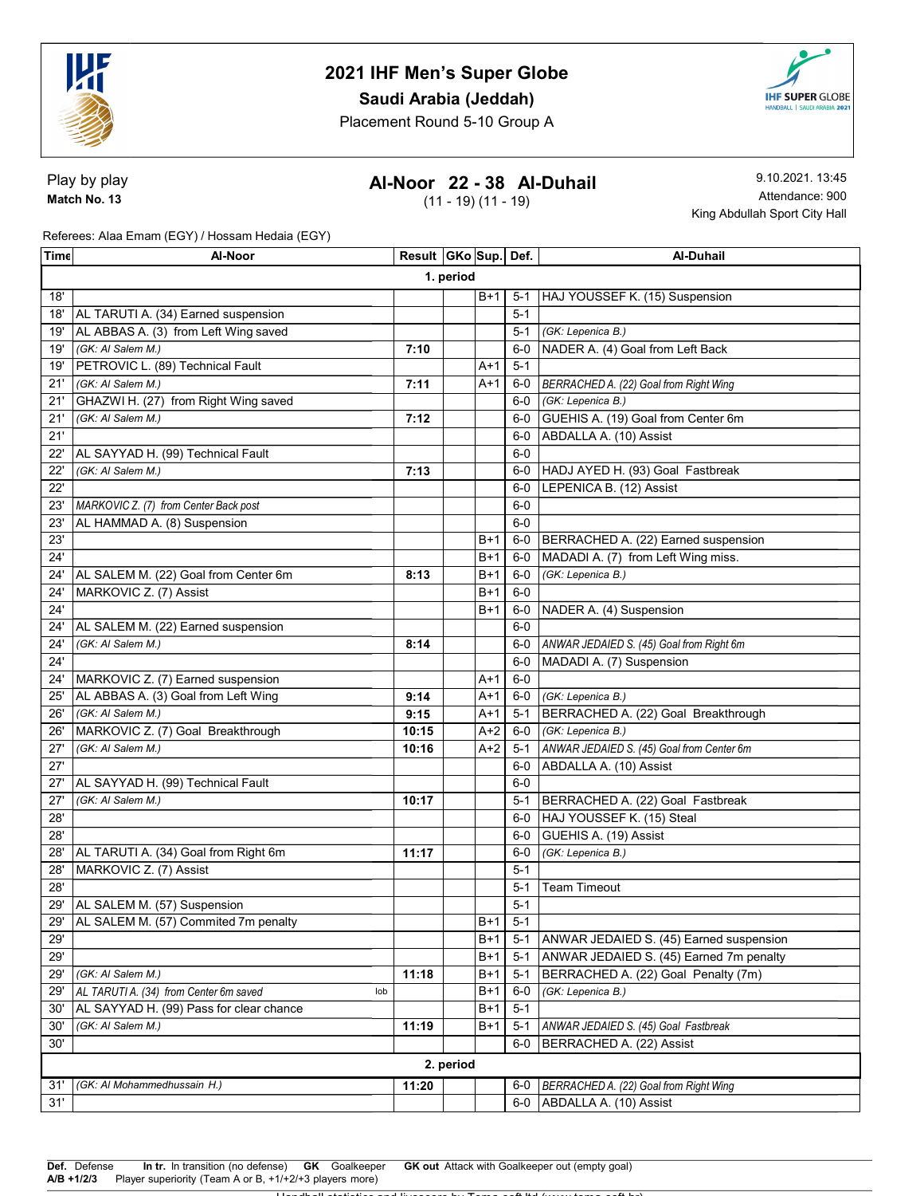# 2021 IHF Men's Super Globe

## Saudi Arabia (Jeddah)

Placement Round 5-10 Group A

Play by play

**Match No. 13**

## Al-Noor 22 - 38 Al-Duhail

(11 - 19) (11 - 19)

9.10.2021. 13:45

Attendance: 900

King Abdullah Sport City Hall

Referees: Alaa Emam (EGY) / Hossam Hedaia (EGY)

| Time | Al-Noor | Result | GKo | Sup. | Def. | Al-Duhail |
|---|---|---|---|---|---|---|
| | | **1. period** | | | | |
| 18' | | | | B+1 | 5-1 | HAJ YOUSSEF K. (15) Suspension |
| 18' | AL TARUTI A. (34) Earned suspension | | | | 5-1 | |
| 19' | AL ABBAS A. (3) from Left Wing saved | | | | 5-1 | *(GK: Lepenica B.)* |
| 19' | *(GK: Al Salem M.)* | 7:10 | | | 6-0 | NADER A. (4) Goal from Left Back |
| 19' | PETROVIC L. (89) Technical Fault | | | A+1 | 5-1 | |
| 21' | *(GK: Al Salem M.)* | 7:11 | | A+1 | 6-0 | *BERRACHED A. (22) Goal from Right Wing* |
| 21' | GHAZWI H. (27) from Right Wing saved | | | | 6-0 | *(GK: Lepenica B.)* |
| 21' | *(GK: Al Salem M.)* | 7:12 | | | 6-0 | GUEHIS A. (19) Goal from Center 6m |
| 21' | | | | | 6-0 | ABDALLA A. (10) Assist |
| 22' | AL SAYYAD H. (99) Technical Fault | | | | 6-0 | |
| 22' | *(GK: Al Salem M.)* | 7:13 | | | 6-0 | HADJ AYED H. (93) Goal Fastbreak |
| 22' | | | | | 6-0 | LEPENICA B. (12) Assist |
| 23' | *MARKOVIC Z. (7) from Center Back post* | | | | 6-0 | |
| 23' | AL HAMMAD A. (8) Suspension | | | | 6-0 | |
| 23' | | | | B+1 | 6-0 | BERRACHED A. (22) Earned suspension |
| 24' | | | | B+1 | 6-0 | MADADI A. (7) from Left Wing miss. |
| 24' | AL SALEM M. (22) Goal from Center 6m | 8:13 | | B+1 | 6-0 | *(GK: Lepenica B.)* |
| 24' | MARKOVIC Z. (7) Assist | | | B+1 | 6-0 | |
| 24' | | | | B+1 | 6-0 | NADER A. (4) Suspension |
| 24' | AL SALEM M. (22) Earned suspension | | | | 6-0 | |
| 24' | *(GK: Al Salem M.)* | 8:14 | | | 6-0 | *ANWAR JEDAIED S. (45) Goal from Right 6m* |
| 24' | | | | | 6-0 | MADADI A. (7) Suspension |
| 24' | MARKOVIC Z. (7) Earned suspension | | | A+1 | 6-0 | |
| 25' | AL ABBAS A. (3) Goal from Left Wing | 9:14 | | A+1 | 6-0 | *(GK: Lepenica B.)* |
| 26' | *(GK: Al Salem M.)* | 9:15 | | A+1 | 5-1 | BERRACHED A. (22) Goal Breakthrough |
| 26' | MARKOVIC Z. (7) Goal Breakthrough | 10:15 | | A+2 | 6-0 | *(GK: Lepenica B.)* |
| 27' | *(GK: Al Salem M.)* | 10:16 | | A+2 | 5-1 | *ANWAR JEDAIED S. (45) Goal from Center 6m* |
| 27' | | | | | 6-0 | ABDALLA A. (10) Assist |
| 27' | AL SAYYAD H. (99) Technical Fault | | | | 6-0 | |
| 27' | *(GK: Al Salem M.)* | 10:17 | | | 5-1 | BERRACHED A. (22) Goal Fastbreak |
| 28' | | | | | 6-0 | HAJ YOUSSEF K. (15) Steal |
| 28' | | | | | 6-0 | GUEHIS A. (19) Assist |
| 28' | AL TARUTI A. (34) Goal from Right 6m | 11:17 | | | 6-0 | *(GK: Lepenica B.)* |
| 28' | MARKOVIC Z. (7) Assist | | | | 5-1 | |
| 28' | | | | | 5-1 | Team Timeout |
| 29' | AL SALEM M. (57) Suspension | | | | 5-1 | |
| 29' | AL SALEM M. (57) Commited 7m penalty | | | B+1 | 5-1 | |
| 29' | | | | B+1 | 5-1 | ANWAR JEDAIED S. (45) Earned suspension |
| 29' | | | | B+1 | 5-1 | ANWAR JEDAIED S. (45) Earned 7m penalty |
| 29' | *(GK: Al Salem M.)* | 11:18 | | B+1 | 5-1 | BERRACHED A. (22) Goal Penalty (7m) |
| 29' | *AL TARUTI A. (34) from Center 6m saved* lob | | | B+1 | 6-0 | *(GK: Lepenica B.)* |
| 30' | AL SAYYAD H. (99) Pass for clear chance | | | B+1 | 5-1 | |
| 30' | *(GK: Al Salem M.)* | 11:19 | | B+1 | 5-1 | *ANWAR JEDAIED S. (45) Goal Fastbreak* |
| 30' | | | | | 6-0 | BERRACHED A. (22) Assist |
| | | **2. period** | | | | |
| 31' | *(GK: Al Mohammedhussain H.)* | 11:20 | | | 6-0 | *BERRACHED A. (22) Goal from Right Wing* |
| 31' | | | | | 6-0 | ABDALLA A. (10) Assist |

**Def.** Defense **In tr.** In transition (no defense) **GK** Goalkeeper **GK out** Attack with Goalkeeper out (empty goal)
**A/B +1/2/3** Player superiority (Team A or B, +1/+2/+3 players more)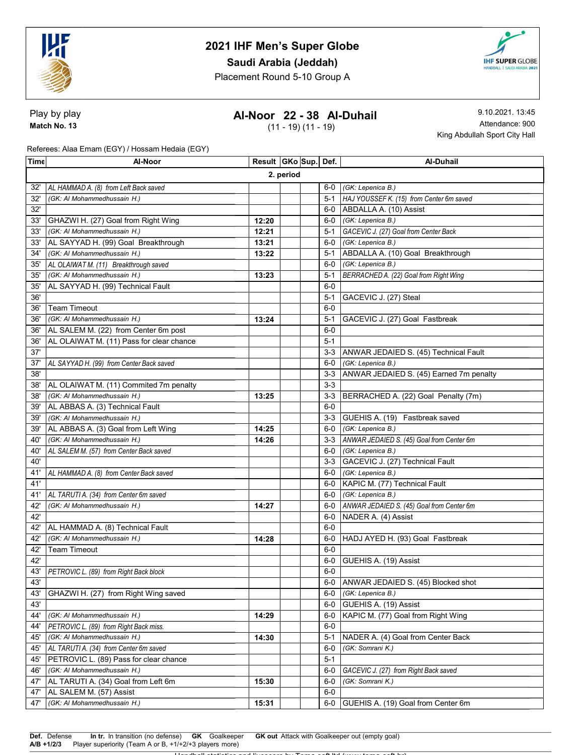# 2021 IHF Men's Super Globe

**Saudi Arabia (Jeddah)**

Placement Round 5-10 Group A

Play by play

**Match No. 13**

## Al-Noor 22 - 38 Al-Duhail

(11 - 19) (11 - 19)

9.10.2021. 13:45

Attendance: 900

King Abdullah Sport City Hall

Referees: Alaa Emam (EGY) / Hossam Hedaia (EGY)

| Time | Al-Noor | Result | GKo | Sup. | Def. | Al-Duhail |
|---|---|---|---|---|---|---|
| | **2. period** | | | | | |
| 32' | *AL HAMMAD A. (8) from Left Back saved* | | | | 6-0 | *(GK: Lepenica B.)* |
| 32' | *(GK: Al Mohammedhussain H.)* | | | | 5-1 | *HAJ YOUSSEF K. (15) from Center 6m saved* |
| 32' | | | | | 6-0 | ABDALLA A. (10) Assist |
| 33' | GHAZWI H. (27) Goal from Right Wing | 12:20 | | | 6-0 | *(GK: Lepenica B.)* |
| 33' | *(GK: Al Mohammedhussain H.)* | 12:21 | | | 5-1 | *GACEVIC J. (27) Goal from Center Back* |
| 33' | AL SAYYAD H. (99) Goal Breakthrough | 13:21 | | | 6-0 | *(GK: Lepenica B.)* |
| 34' | *(GK: Al Mohammedhussain H.)* | 13:22 | | | 5-1 | ABDALLA A. (10) Goal Breakthrough |
| 35' | *AL OLAIWAT M. (11) Breakthrough saved* | | | | 6-0 | *(GK: Lepenica B.)* |
| 35' | *(GK: Al Mohammedhussain H.)* | 13:23 | | | 5-1 | *BERRACHED A. (22) Goal from Right Wing* |
| 35' | AL SAYYAD H. (99) Technical Fault | | | | 6-0 | |
| 36' | | | | | 5-1 | GACEVIC J. (27) Steal |
| 36' | Team Timeout | | | | 6-0 | |
| 36' | *(GK: Al Mohammedhussain H.)* | 13:24 | | | 5-1 | GACEVIC J. (27) Goal Fastbreak |
| 36' | AL SALEM M. (22) from Center 6m post | | | | 6-0 | |
| 36' | AL OLAIWAT M. (11) Pass for clear chance | | | | 5-1 | |
| 37' | | | | | 3-3 | ANWAR JEDAIED S. (45) Technical Fault |
| 37' | *AL SAYYAD H. (99) from Center Back saved* | | | | 6-0 | *(GK: Lepenica B.)* |
| 38' | | | | | 3-3 | ANWAR JEDAIED S. (45) Earned 7m penalty |
| 38' | AL OLAIWAT M. (11) Commited 7m penalty | | | | 3-3 | |
| 38' | *(GK: Al Mohammedhussain H.)* | 13:25 | | | 3-3 | BERRACHED A. (22) Goal Penalty (7m) |
| 39' | AL ABBAS A. (3) Technical Fault | | | | 6-0 | |
| 39' | *(GK: Al Mohammedhussain H.)* | | | | 3-3 | GUEHIS A. (19) Fastbreak saved |
| 39' | AL ABBAS A. (3) Goal from Left Wing | 14:25 | | | 6-0 | *(GK: Lepenica B.)* |
| 40' | *(GK: Al Mohammedhussain H.)* | 14:26 | | | 3-3 | *ANWAR JEDAIED S. (45) Goal from Center 6m* |
| 40' | *AL SALEM M. (57) from Center Back saved* | | | | 6-0 | *(GK: Lepenica B.)* |
| 40' | | | | | 3-3 | GACEVIC J. (27) Technical Fault |
| 41' | *AL HAMMAD A. (8) from Center Back saved* | | | | 6-0 | *(GK: Lepenica B.)* |
| 41' | | | | | 6-0 | KAPIC M. (77) Technical Fault |
| 41' | *AL TARUTI A. (34) from Center 6m saved* | | | | 6-0 | *(GK: Lepenica B.)* |
| 42' | *(GK: Al Mohammedhussain H.)* | 14:27 | | | 6-0 | *ANWAR JEDAIED S. (45) Goal from Center 6m* |
| 42' | | | | | 6-0 | NADER A. (4) Assist |
| 42' | AL HAMMAD A. (8) Technical Fault | | | | 6-0 | |
| 42' | *(GK: Al Mohammedhussain H.)* | 14:28 | | | 6-0 | HADJ AYED H. (93) Goal Fastbreak |
| 42' | Team Timeout | | | | 6-0 | |
| 42' | | | | | 6-0 | GUEHIS A. (19) Assist |
| 43' | *PETROVIC L. (89) from Right Back block* | | | | 6-0 | |
| 43' | | | | | 6-0 | ANWAR JEDAIED S. (45) Blocked shot |
| 43' | GHAZWI H. (27) from Right Wing saved | | | | 6-0 | *(GK: Lepenica B.)* |
| 43' | | | | | 6-0 | GUEHIS A. (19) Assist |
| 44' | *(GK: Al Mohammedhussain H.)* | 14:29 | | | 6-0 | KAPIC M. (77) Goal from Right Wing |
| 44' | *PETROVIC L. (89) from Right Back miss.* | | | | 6-0 | |
| 45' | *(GK: Al Mohammedhussain H.)* | 14:30 | | | 5-1 | NADER A. (4) Goal from Center Back |
| 45' | *AL TARUTI A. (34) from Center 6m saved* | | | | 6-0 | *(GK: Somrani K.)* |
| 45' | PETROVIC L. (89) Pass for clear chance | | | | 5-1 | |
| 46' | *(GK: Al Mohammedhussain H.)* | | | | 6-0 | *GACEVIC J. (27) from Right Back saved* |
| 47' | AL TARUTI A. (34) Goal from Left 6m | 15:30 | | | 6-0 | *(GK: Somrani K.)* |
| 47' | AL SALEM M. (57) Assist | | | | 6-0 | |
| 47' | *(GK: Al Mohammedhussain H.)* | 15:31 | | | 6-0 | GUEHIS A. (19) Goal from Center 6m |

**Def.** Defense **In tr.** In transition (no defense) **GK** Goalkeeper **GK out** Attack with Goalkeeper out (empty goal)
**A/B +1/2/3** Player superiority (Team A or B, +1/+2/+3 players more)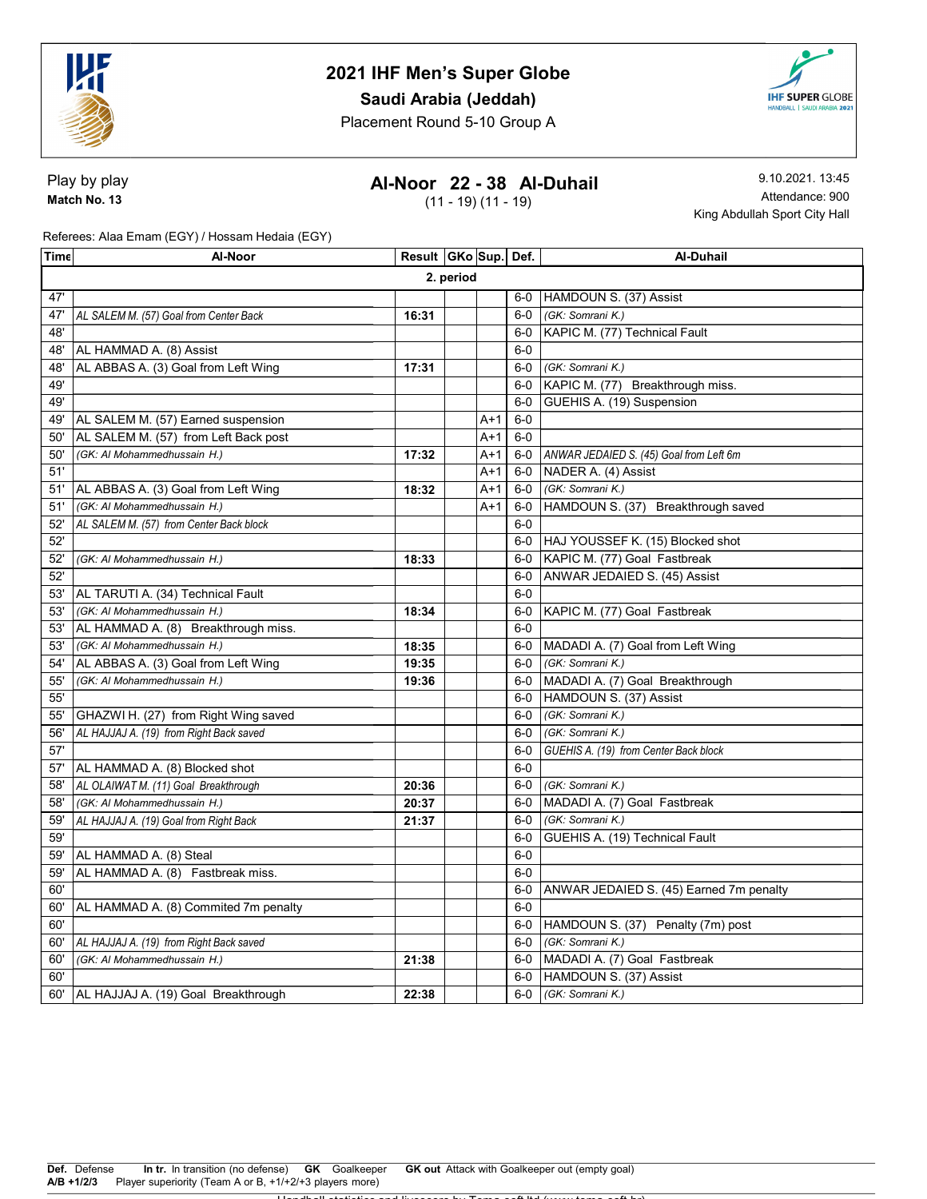# 2021 IHF Men's Super Globe

## Saudi Arabia (Jeddah)

Placement Round 5-10 Group A

Play by play

**Match No. 13**

## Al-Noor 22 - 38 Al-Duhail

(11 - 19) (11 - 19)

9.10.2021. 13:45

Attendance: 900

King Abdullah Sport City Hall

Referees: Alaa Emam (EGY) / Hossam Hedaia (EGY)

| Time | Al-Noor | Result | GKo | Sup. | Def. | Al-Duhail |
|---|---|---|---|---|---|---|
| | | **2. period** | | | | |
| 47' | | | | | 6-0 | HAMDOUN S. (37) Assist |
| 47' | *AL SALEM M. (57) Goal from Center Back* | **16:31** | | | 6-0 | *(GK: Somrani K.)* |
| 48' | | | | | 6-0 | KAPIC M. (77) Technical Fault |
| 48' | AL HAMMAD A. (8) Assist | | | | 6-0 | |
| 48' | AL ABBAS A. (3) Goal from Left Wing | **17:31** | | | 6-0 | *(GK: Somrani K.)* |
| 49' | | | | | 6-0 | KAPIC M. (77) Breakthrough miss. |
| 49' | | | | | 6-0 | GUEHIS A. (19) Suspension |
| 49' | AL SALEM M. (57) Earned suspension | | | A+1 | 6-0 | |
| 50' | AL SALEM M. (57) from Left Back post | | | A+1 | 6-0 | |
| 50' | *(GK: Al Mohammedhussain H.)* | **17:32** | | A+1 | 6-0 | *ANWAR JEDAIED S. (45) Goal from Left 6m* |
| 51' | | | | A+1 | 6-0 | NADER A. (4) Assist |
| 51' | AL ABBAS A. (3) Goal from Left Wing | **18:32** | | A+1 | 6-0 | *(GK: Somrani K.)* |
| 51' | *(GK: Al Mohammedhussain H.)* | | | A+1 | 6-0 | HAMDOUN S. (37) Breakthrough saved |
| 52' | *AL SALEM M. (57) from Center Back block* | | | | 6-0 | |
| 52' | | | | | 6-0 | HAJ YOUSSEF K. (15) Blocked shot |
| 52' | *(GK: Al Mohammedhussain H.)* | **18:33** | | | 6-0 | KAPIC M. (77) Goal Fastbreak |
| 52' | | | | | 6-0 | ANWAR JEDAIED S. (45) Assist |
| 53' | AL TARUTI A. (34) Technical Fault | | | | 6-0 | |
| 53' | *(GK: Al Mohammedhussain H.)* | **18:34** | | | 6-0 | KAPIC M. (77) Goal Fastbreak |
| 53' | AL HAMMAD A. (8) Breakthrough miss. | | | | 6-0 | |
| 53' | *(GK: Al Mohammedhussain H.)* | **18:35** | | | 6-0 | MADADI A. (7) Goal from Left Wing |
| 54' | AL ABBAS A. (3) Goal from Left Wing | **19:35** | | | 6-0 | *(GK: Somrani K.)* |
| 55' | *(GK: Al Mohammedhussain H.)* | **19:36** | | | 6-0 | MADADI A. (7) Goal Breakthrough |
| 55' | | | | | 6-0 | HAMDOUN S. (37) Assist |
| 55' | GHAZWI H. (27) from Right Wing saved | | | | 6-0 | *(GK: Somrani K.)* |
| 56' | *AL HAJJAJ A. (19) from Right Back saved* | | | | 6-0 | *(GK: Somrani K.)* |
| 57' | | | | | 6-0 | *GUEHIS A. (19) from Center Back block* |
| 57' | AL HAMMAD A. (8) Blocked shot | | | | 6-0 | |
| 58' | *AL OLAIWAT M. (11) Goal Breakthrough* | **20:36** | | | 6-0 | *(GK: Somrani K.)* |
| 58' | *(GK: Al Mohammedhussain H.)* | **20:37** | | | 6-0 | MADADI A. (7) Goal Fastbreak |
| 59' | *AL HAJJAJ A. (19) Goal from Right Back* | **21:37** | | | 6-0 | *(GK: Somrani K.)* |
| 59' | | | | | 6-0 | GUEHIS A. (19) Technical Fault |
| 59' | AL HAMMAD A. (8) Steal | | | | 6-0 | |
| 59' | AL HAMMAD A. (8) Fastbreak miss. | | | | 6-0 | |
| 60' | | | | | 6-0 | ANWAR JEDAIED S. (45) Earned 7m penalty |
| 60' | AL HAMMAD A. (8) Commited 7m penalty | | | | 6-0 | |
| 60' | | | | | 6-0 | HAMDOUN S. (37) Penalty (7m) post |
| 60' | *AL HAJJAJ A. (19) from Right Back saved* | | | | 6-0 | *(GK: Somrani K.)* |
| 60' | *(GK: Al Mohammedhussain H.)* | **21:38** | | | 6-0 | MADADI A. (7) Goal Fastbreak |
| 60' | | | | | 6-0 | HAMDOUN S. (37) Assist |
| 60' | AL HAJJAJ A. (19) Goal Breakthrough | **22:38** | | | 6-0 | *(GK: Somrani K.)* |

**Def.** Defense **In tr.** In transition (no defense) **GK** Goalkeeper **GK out** Attack with Goalkeeper out (empty goal)
**A/B +1/2/3** Player superiority (Team A or B, +1/+2/+3 players more)